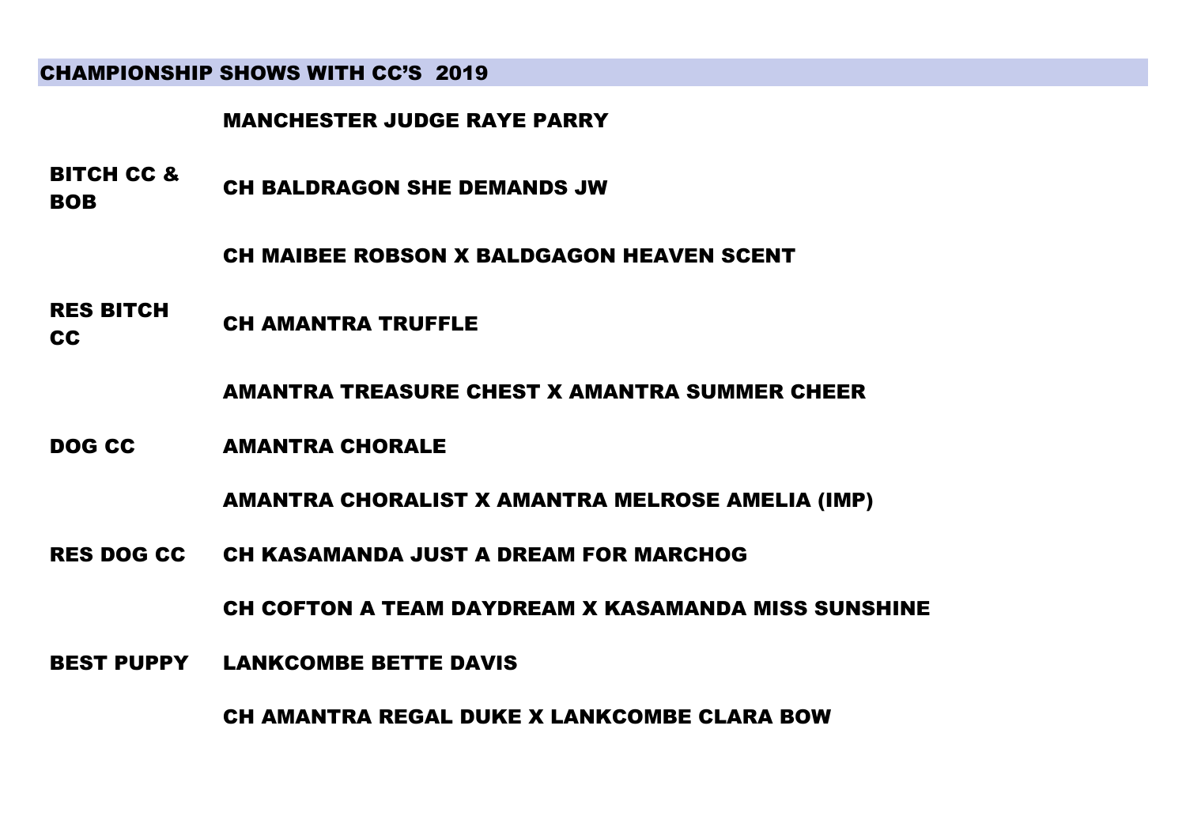## CHAMPIONSHIP SHOWS WITH CC'S 2019

### MANCHESTER JUDGE RAYE PARRY

| | |
|---|---|
| **BITCH CC & BOB** | **CH BALDRAGON SHE DEMANDS JW** |
| | **CH MAIBEE ROBSON X BALDGAGON HEAVEN SCENT** |
| **RES BITCH CC** | **CH AMANTRA TRUFFLE** |
| | **AMANTRA TREASURE CHEST X AMANTRA SUMMER CHEER** |
| **DOG CC** | **AMANTRA CHORALE** |
| | **AMANTRA CHORALIST X AMANTRA MELROSE AMELIA (IMP)** |
| **RES DOG CC** | **CH KASAMANDA JUST A DREAM FOR MARCHOG** |
| | **CH COFTON A TEAM DAYDREAM X KASAMANDA MISS SUNSHINE** |
| **BEST PUPPY** | **LANKCOMBE BETTE DAVIS** |
| | **CH AMANTRA REGAL DUKE X LANKCOMBE CLARA BOW** |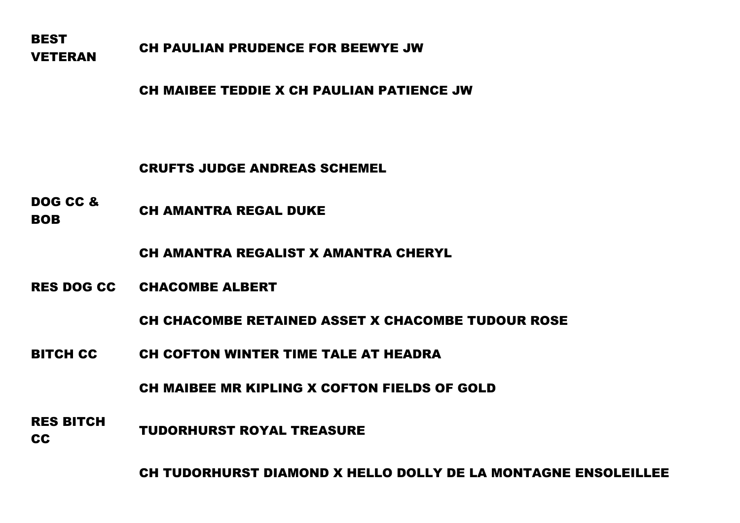**BEST VETERAN** CH PAULIAN PRUDENCE FOR BEEWYE JW

CH MAIBEE TEDDIE X CH PAULIAN PATIENCE JW

**CRUFTS JUDGE ANDREAS SCHEMEL**

**DOG CC & BOB** CH AMANTRA REGAL DUKE

CH AMANTRA REGALIST X AMANTRA CHERYL

**RES DOG CC** CHACOMBE ALBERT

CH CHACOMBE RETAINED ASSET X CHACOMBE TUDOUR ROSE

**BITCH CC** CH COFTON WINTER TIME TALE AT HEADRA

CH MAIBEE MR KIPLING X COFTON FIELDS OF GOLD

**RES BITCH CC** TUDORHURST ROYAL TREASURE

CH TUDORHURST DIAMOND X HELLO DOLLY DE LA MONTAGNE ENSOLEILLEE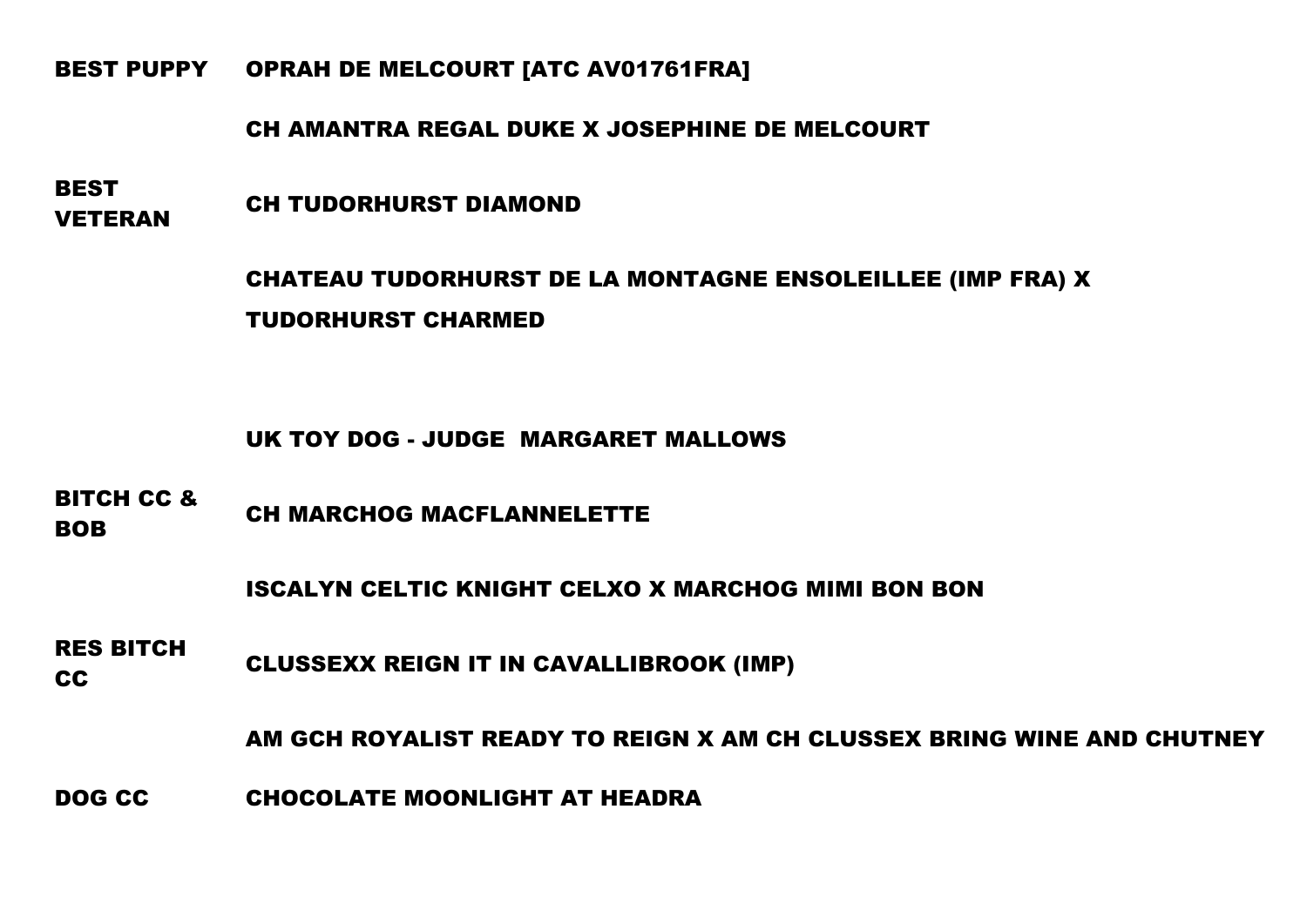**BEST PUPPY** OPRAH DE MELCOURT [ATC AV01761FRA]

CH AMANTRA REGAL DUKE X JOSEPHINE DE MELCOURT

**BEST VETERAN** CH TUDORHURST DIAMOND

CHATEAU TUDORHURST DE LA MONTAGNE ENSOLEILLEE (IMP FRA) X TUDORHURST CHARMED

## UK TOY DOG - JUDGE MARGARET MALLOWS

**BITCH CC & BOB** CH MARCHOG MACFLANNELETTE

ISCALYN CELTIC KNIGHT CELXO X MARCHOG MIMI BON BON

**RES BITCH CC** CLUSSEXX REIGN IT IN CAVALLIBROOK (IMP)

AM GCH ROYALIST READY TO REIGN X AM CH CLUSSEX BRING WINE AND CHUTNEY

**DOG CC** CHOCOLATE MOONLIGHT AT HEADRA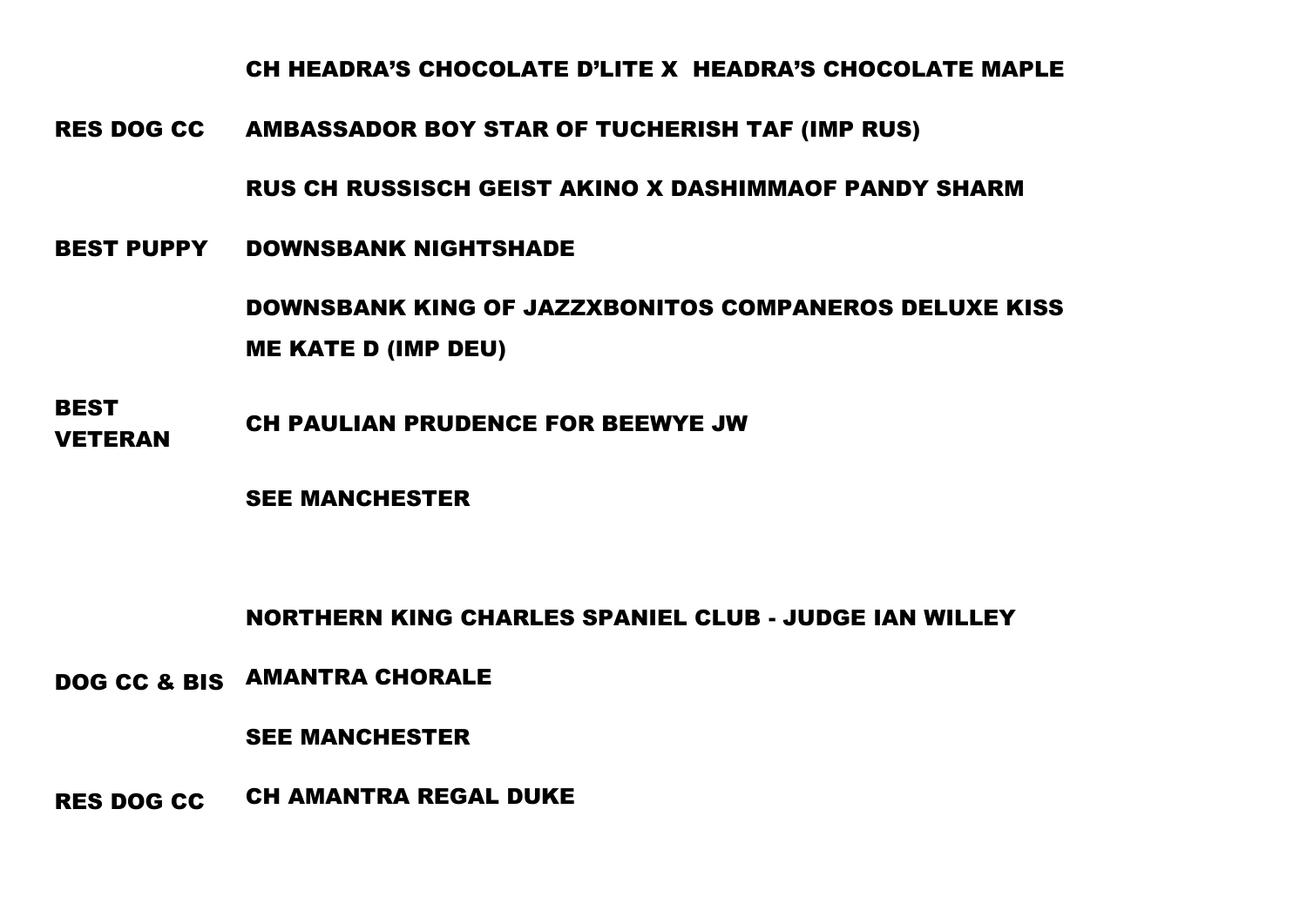CH HEADRA'S CHOCOLATE D'LITE X  HEADRA'S CHOCOLATE MAPLE

| | |
|---|---|
| RES DOG CC | AMBASSADOR BOY STAR OF TUCHERISH TAF (IMP RUS) |
| | RUS CH RUSSISCH GEIST AKINO X DASHIMMAOF PANDY SHARM |
| BEST PUPPY | DOWNSBANK NIGHTSHADE |
| | DOWNSBANK KING OF JAZZXBONITOS COMPANEROS DELUXE KISS ME KATE D (IMP DEU) |
| BEST VETERAN | CH PAULIAN PRUDENCE FOR BEEWYE JW |
| | SEE MANCHESTER |

## NORTHERN KING CHARLES SPANIEL CLUB - JUDGE IAN WILLEY

| | |
|---|---|
| DOG CC & BIS | AMANTRA CHORALE |
| | SEE MANCHESTER |
| RES DOG CC | CH AMANTRA REGAL DUKE |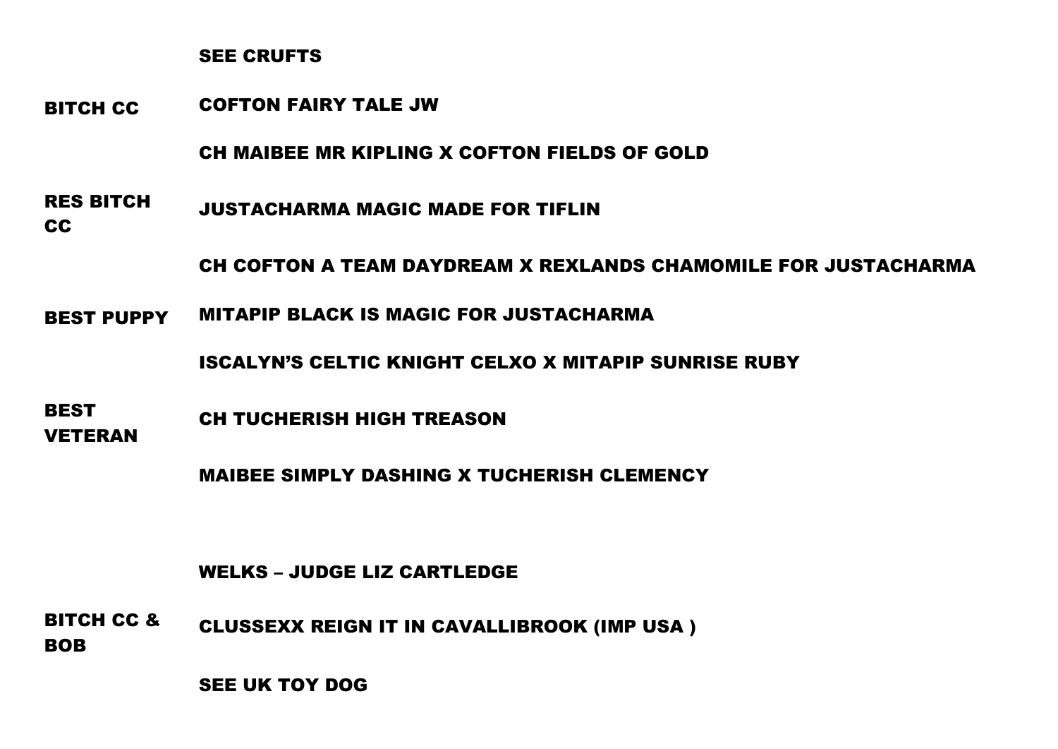SEE CRUFTS

| | |
|---|---|
| BITCH CC | COFTON FAIRY TALE JW |
| | CH MAIBEE MR KIPLING X COFTON FIELDS OF GOLD |
| RES BITCH CC | JUSTACHARMA MAGIC MADE FOR TIFLIN |
| | CH COFTON A TEAM DAYDREAM X REXLANDS CHAMOMILE FOR JUSTACHARMA |
| BEST PUPPY | MITAPIP BLACK IS MAGIC FOR JUSTACHARMA |
| | ISCALYN'S CELTIC KNIGHT CELXO X MITAPIP SUNRISE RUBY |
| BEST VETERAN | CH TUCHERISH HIGH TREASON |
| | MAIBEE SIMPLY DASHING X TUCHERISH CLEMENCY |

WELKS – JUDGE LIZ CARTLEDGE

| | |
|---|---|
| BITCH CC & BOB | CLUSSEXX REIGN IT IN CAVALLIBROOK (IMP USA ) |
| | SEE UK TOY DOG |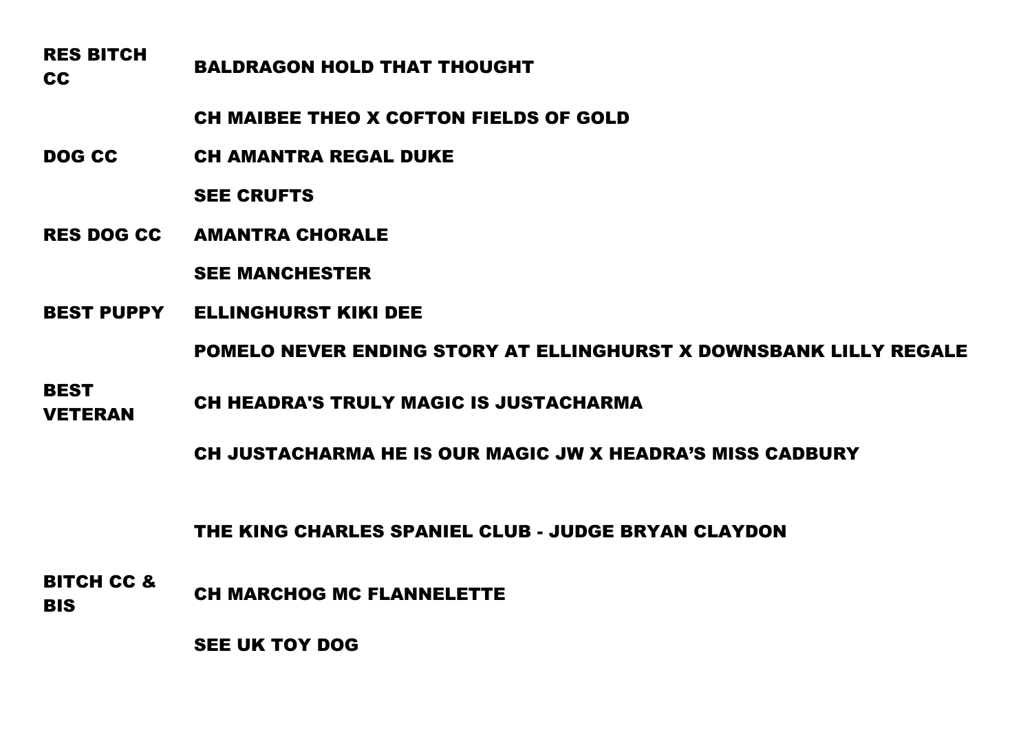| | |
|---|---|
| RES BITCH CC | BALDRAGON HOLD THAT THOUGHT |
| | CH MAIBEE THEO X COFTON FIELDS OF GOLD |
| DOG CC | CH AMANTRA REGAL DUKE |
| | SEE CRUFTS |
| RES DOG CC | AMANTRA CHORALE |
| | SEE MANCHESTER |
| BEST PUPPY | ELLINGHURST KIKI DEE |
| | POMELO NEVER ENDING STORY AT ELLINGHURST X DOWNSBANK LILLY REGALE |
| BEST VETERAN | CH HEADRA'S TRULY MAGIC IS JUSTACHARMA |
| | CH JUSTACHARMA HE IS OUR MAGIC JW X HEADRA'S MISS CADBURY |

## THE KING CHARLES SPANIEL CLUB - JUDGE BRYAN CLAYDON

| | |
|---|---|
| BITCH CC & BIS | CH MARCHOG MC FLANNELETTE |
| | SEE UK TOY DOG |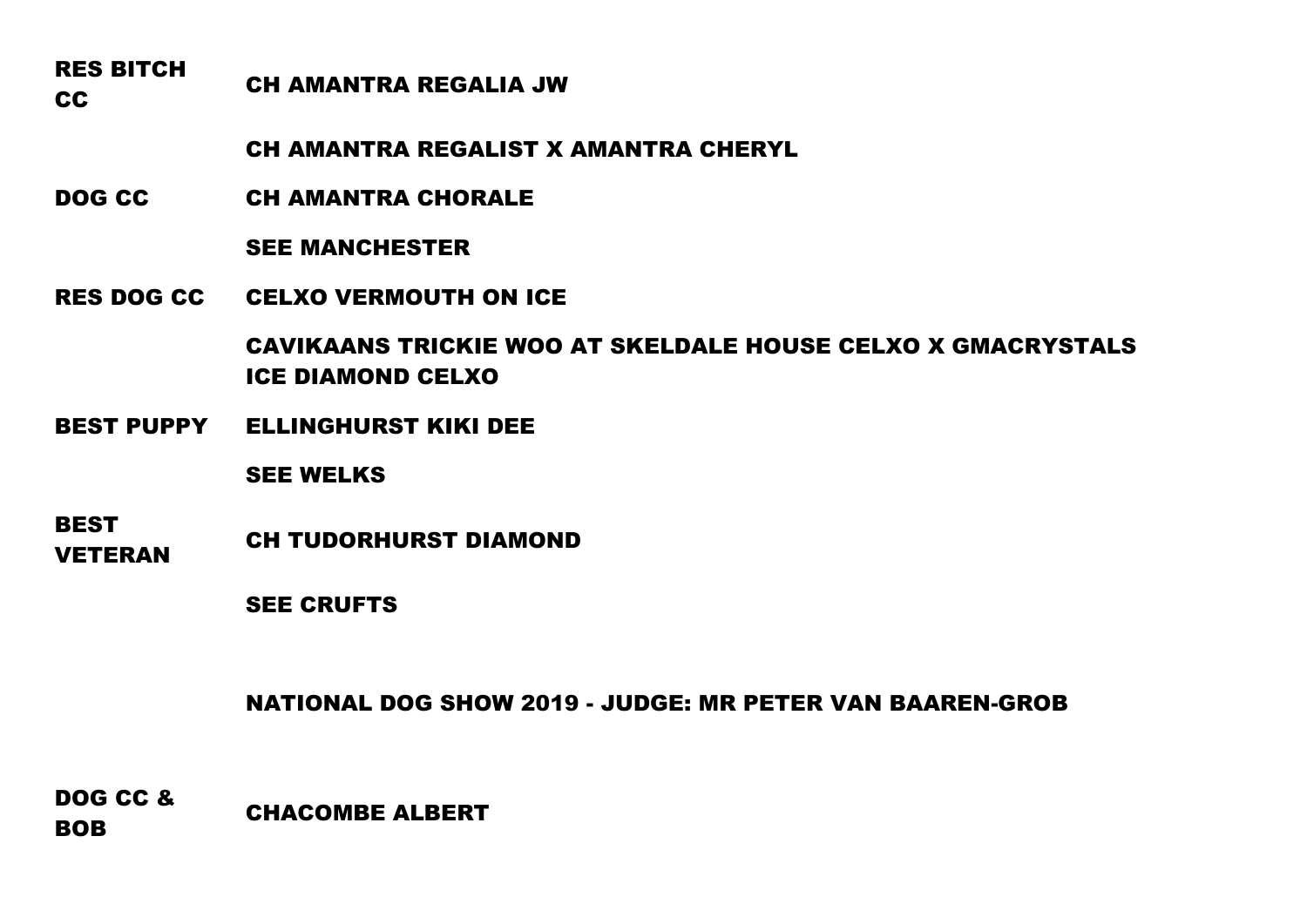| | |
|---|---|
| **RES BITCH CC** | **CH AMANTRA REGALIA JW** |
| | **CH AMANTRA REGALIST X AMANTRA CHERYL** |
| **DOG CC** | **CH AMANTRA CHORALE** |
| | **SEE MANCHESTER** |
| **RES DOG CC** | **CELXO VERMOUTH ON ICE** |
| | **CAVIKAANS TRICKIE WOO AT SKELDALE HOUSE CELXO X GMACRYSTALS ICE DIAMOND CELXO** |
| **BEST PUPPY** | **ELLINGHURST KIKI DEE** |
| | **SEE WELKS** |
| **BEST VETERAN** | **CH TUDORHURST DIAMOND** |
| | **SEE CRUFTS** |

**NATIONAL DOG SHOW 2019 - JUDGE: MR PETER VAN BAAREN-GROB**

| | |
|---|---|
| **DOG CC & BOB** | **CHACOMBE ALBERT** |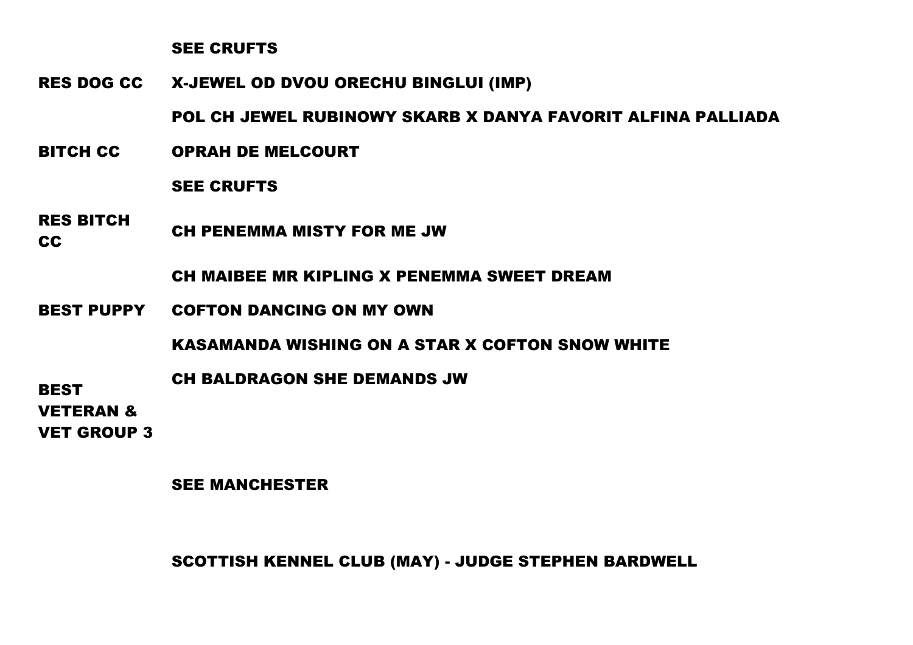| | |
|---|---|
| | SEE CRUFTS |
| RES DOG CC | X-JEWEL OD DVOU ORECHU BINGLUI (IMP) |
| | POL CH JEWEL RUBINOWY SKARB X DANYA FAVORIT ALFINA PALLIADA |
| BITCH CC | OPRAH DE MELCOURT |
| | SEE CRUFTS |
| RES BITCH CC | CH PENEMMA MISTY FOR ME JW |
| | CH MAIBEE MR KIPLING X PENEMMA SWEET DREAM |
| BEST PUPPY | COFTON DANCING ON MY OWN |
| | KASAMANDA WISHING ON A STAR X COFTON SNOW WHITE |
| BEST VETERAN & VET GROUP 3 | CH BALDRAGON SHE DEMANDS JW |
| | SEE MANCHESTER |

## SCOTTISH KENNEL CLUB (MAY) - JUDGE STEPHEN BARDWELL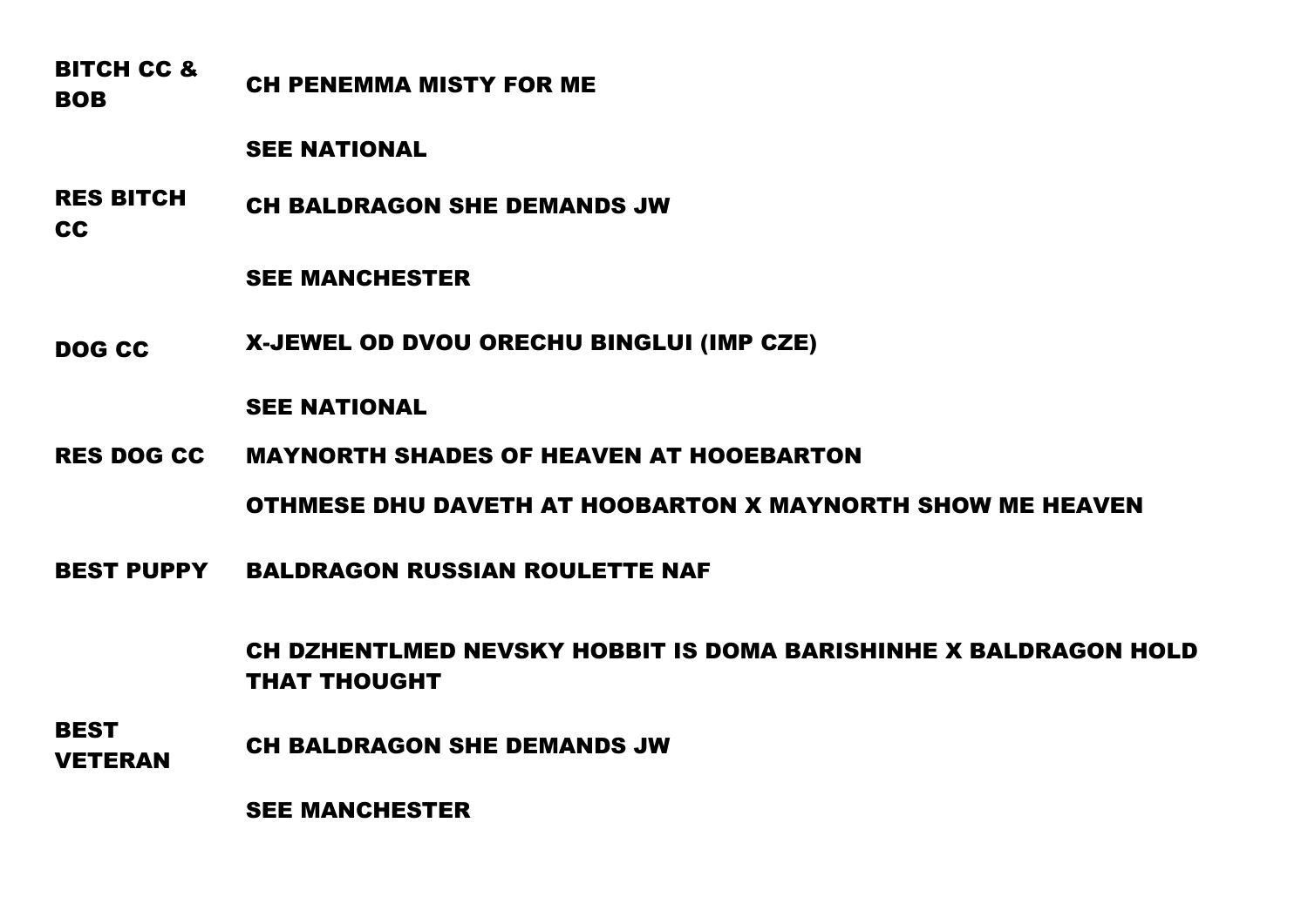| | |
|---|---|
| **BITCH CC & BOB** | **CH PENEMMA MISTY FOR ME** |
| | **SEE NATIONAL** |
| **RES BITCH CC** | **CH BALDRAGON SHE DEMANDS JW** |
| | **SEE MANCHESTER** |
| **DOG CC** | **X-JEWEL OD DVOU ORECHU BINGLUI (IMP CZE)** |
| | **SEE NATIONAL** |
| **RES DOG CC** | **MAYNORTH SHADES OF HEAVEN AT HOOEBARTON** |
| | **OTHMESE DHU DAVETH AT HOOBARTON X MAYNORTH SHOW ME HEAVEN** |
| **BEST PUPPY** | **BALDRAGON RUSSIAN ROULETTE NAF** |
| | **CH DZHENTLMED NEVSKY HOBBIT IS DOMA BARISHINHE X BALDRAGON HOLD THAT THOUGHT** |
| **BEST VETERAN** | **CH BALDRAGON SHE DEMANDS JW** |
| | **SEE MANCHESTER** |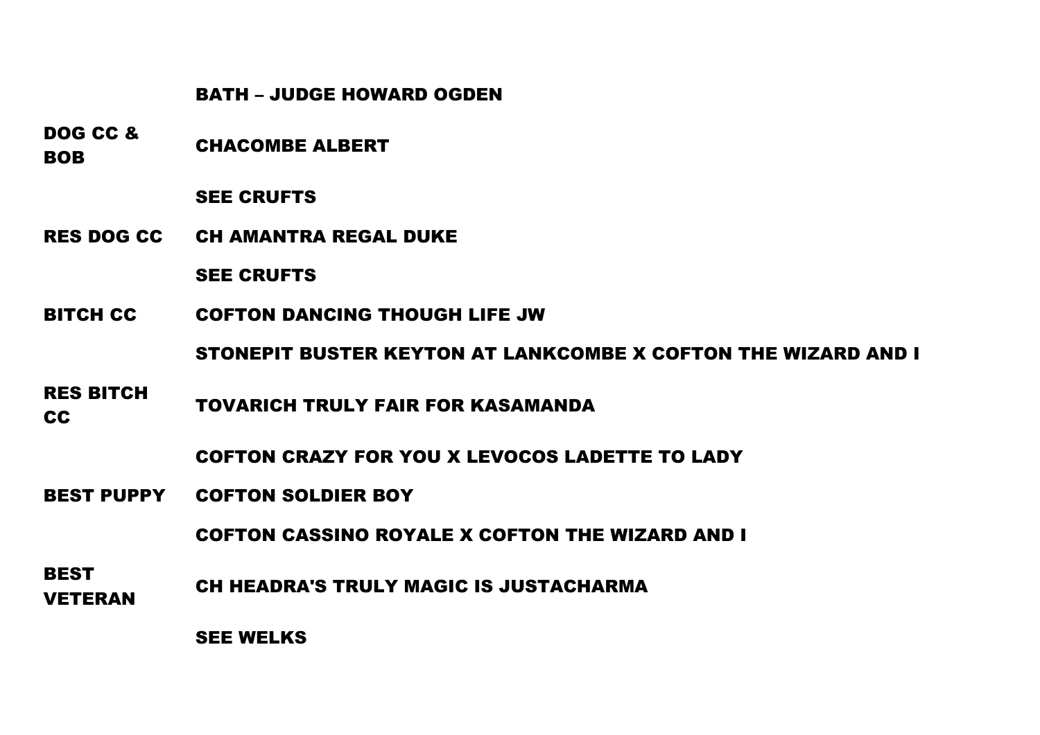## BATH – JUDGE HOWARD OGDEN

| | |
|---|---|
| **DOG CC & BOB** | **CHACOMBE ALBERT** |
| | **SEE CRUFTS** |
| **RES DOG CC** | **CH AMANTRA REGAL DUKE** |
| | **SEE CRUFTS** |
| **BITCH CC** | **COFTON DANCING THOUGH LIFE JW** |
| | **STONEPIT BUSTER KEYTON AT LANKCOMBE X COFTON THE WIZARD AND I** |
| **RES BITCH CC** | **TOVARICH TRULY FAIR FOR KASAMANDA** |
| | **COFTON CRAZY FOR YOU X LEVOCOS LADETTE TO LADY** |
| **BEST PUPPY** | **COFTON SOLDIER BOY** |
| | **COFTON CASSINO ROYALE X COFTON THE WIZARD AND I** |
| **BEST VETERAN** | **CH HEADRA'S TRULY MAGIC IS JUSTACHARMA** |
| | **SEE WELKS** |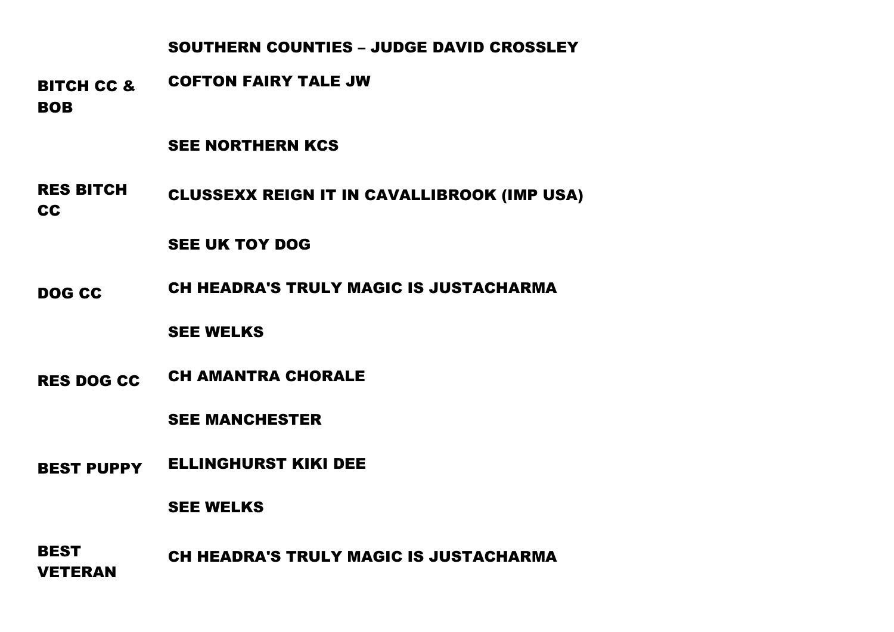## SOUTHERN COUNTIES – JUDGE DAVID CROSSLEY

| | |
|---|---|
| **BITCH CC & BOB** | **COFTON FAIRY TALE JW** |
| | **SEE NORTHERN KCS** |
| **RES BITCH CC** | **CLUSSEXX REIGN IT IN CAVALLIBROOK (IMP USA)** |
| | **SEE UK TOY DOG** |
| **DOG CC** | **CH HEADRA'S TRULY MAGIC IS JUSTACHARMA** |
| | **SEE WELKS** |
| **RES DOG CC** | **CH AMANTRA CHORALE** |
| | **SEE MANCHESTER** |
| **BEST PUPPY** | **ELLINGHURST KIKI DEE** |
| | **SEE WELKS** |
| **BEST VETERAN** | **CH HEADRA'S TRULY MAGIC IS JUSTACHARMA** |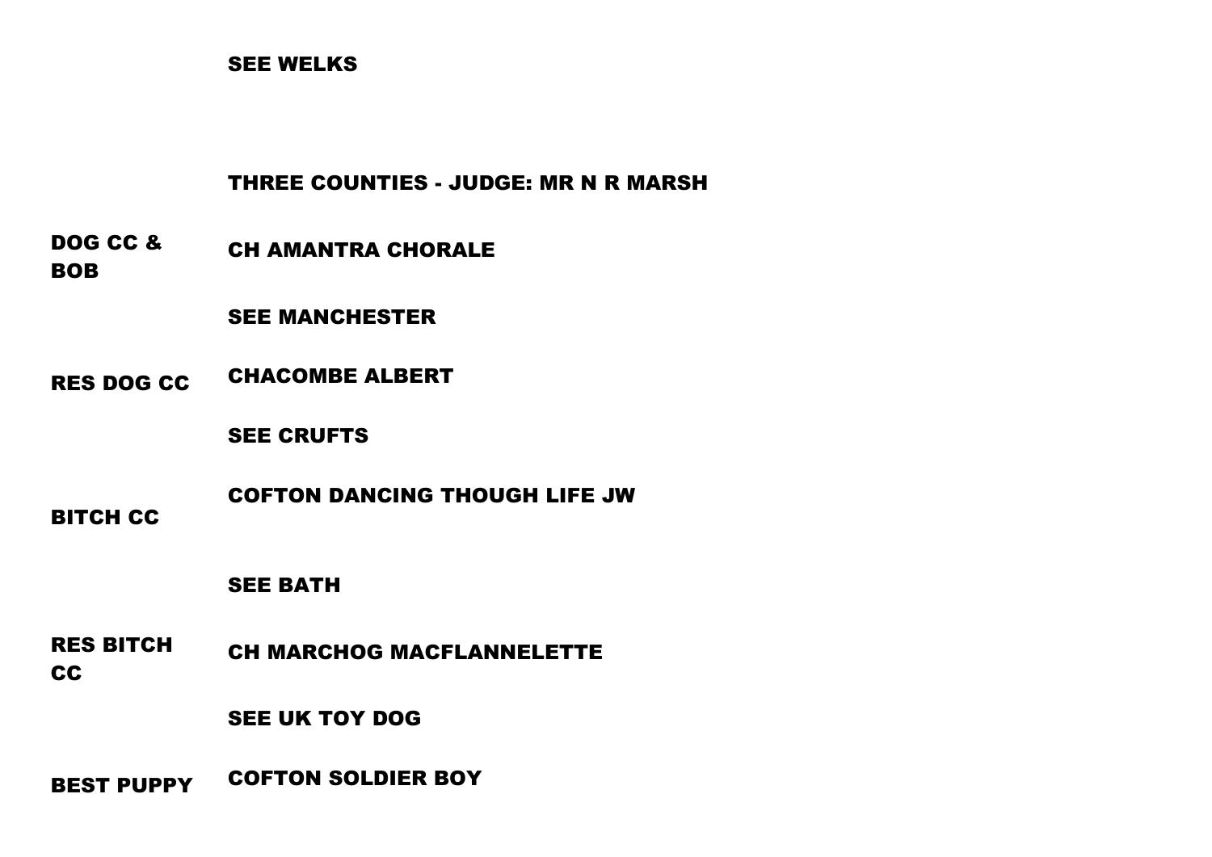SEE WELKS

**THREE COUNTIES - JUDGE: MR N R MARSH**

| | |
|---|---|
| **DOG CC & BOB** | **CH AMANTRA CHORALE** |
| | **SEE MANCHESTER** |
| **RES DOG CC** | **CHACOMBE ALBERT** |
| | **SEE CRUFTS** |
| **BITCH CC** | **COFTON DANCING THOUGH LIFE JW** |
| | **SEE BATH** |
| **RES BITCH CC** | **CH MARCHOG MACFLANNELETTE** |
| | **SEE UK TOY DOG** |
| **BEST PUPPY** | **COFTON SOLDIER BOY** |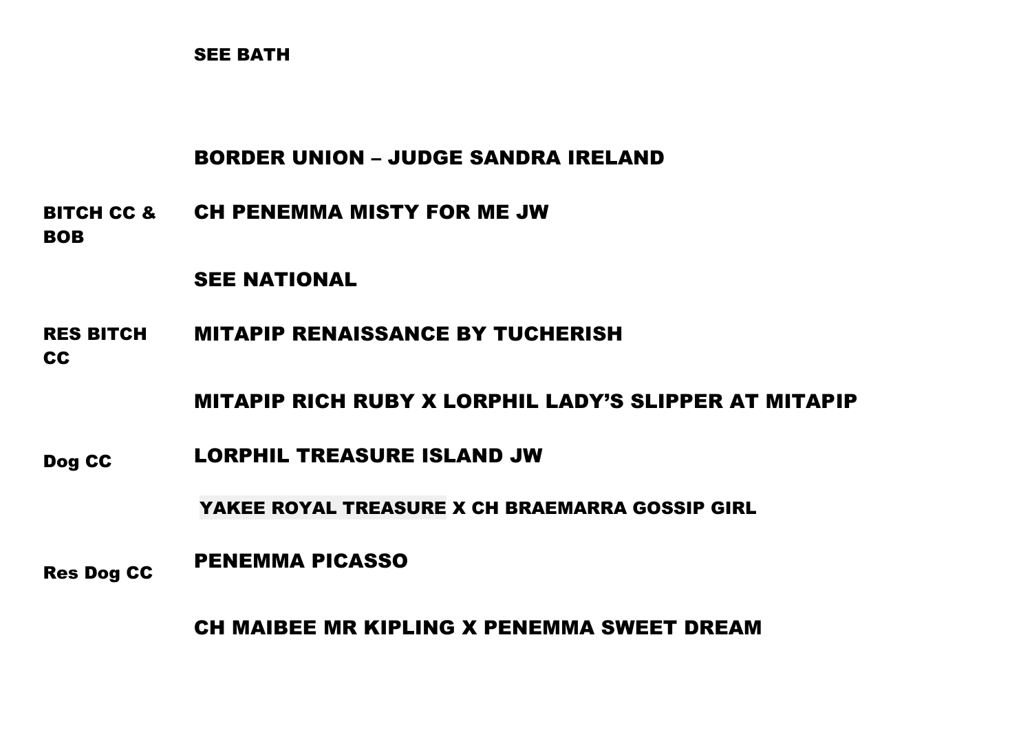SEE BATH

## BORDER UNION – JUDGE SANDRA IRELAND

| | |
|---|---|
| BITCH CC & BOB | CH PENEMMA MISTY FOR ME JW |
| | SEE NATIONAL |
| RES BITCH CC | MITAPIP RENAISSANCE BY TUCHERISH |
| | MITAPIP RICH RUBY X LORPHIL LADY'S SLIPPER AT MITAPIP |
| Dog CC | LORPHIL TREASURE ISLAND JW |
| | YAKEE ROYAL TREASURE X CH BRAEMARRA GOSSIP GIRL |
| Res Dog CC | PENEMMA PICASSO |
| | CH MAIBEE MR KIPLING X PENEMMA SWEET DREAM |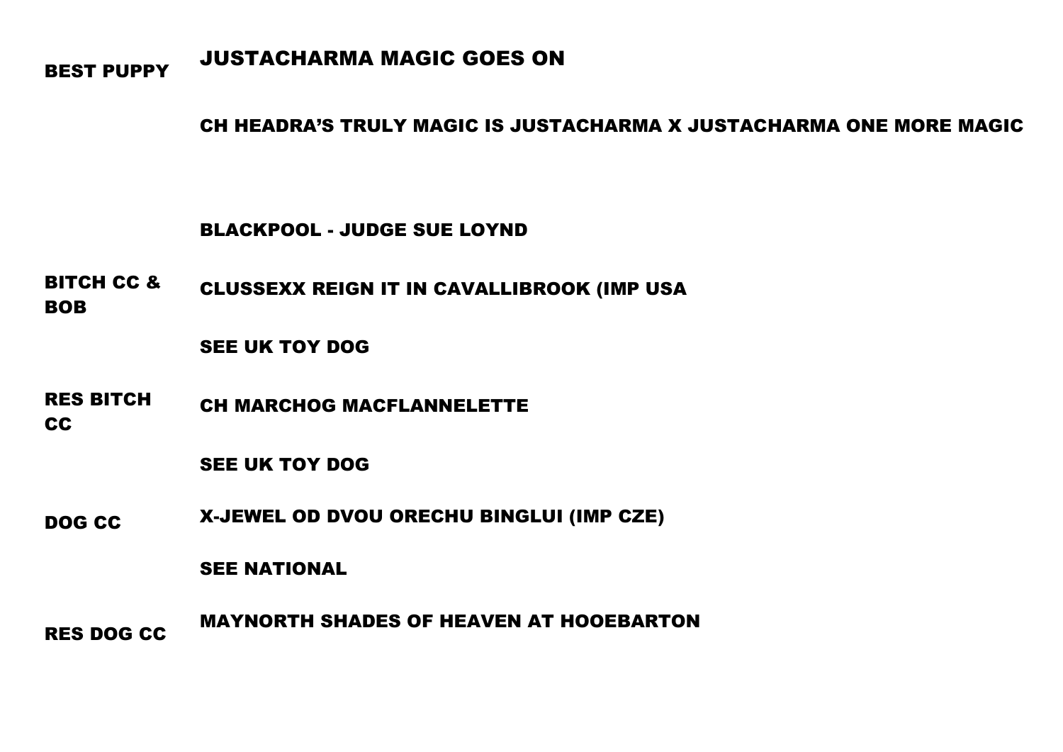**BEST PUPPY** JUSTACHARMA MAGIC GOES ON

CH HEADRA'S TRULY MAGIC IS JUSTACHARMA X JUSTACHARMA ONE MORE MAGIC

**BLACKPOOL - JUDGE SUE LOYND**

**BITCH CC & BOB** CLUSSEXX REIGN IT IN CAVALLIBROOK (IMP USA

SEE UK TOY DOG

**RES BITCH CC** CH MARCHOG MACFLANNELETTE

SEE UK TOY DOG

**DOG CC** X-JEWEL OD DVOU ORECHU BINGLUI (IMP CZE)

SEE NATIONAL

**RES DOG CC** MAYNORTH SHADES OF HEAVEN AT HOOEBARTON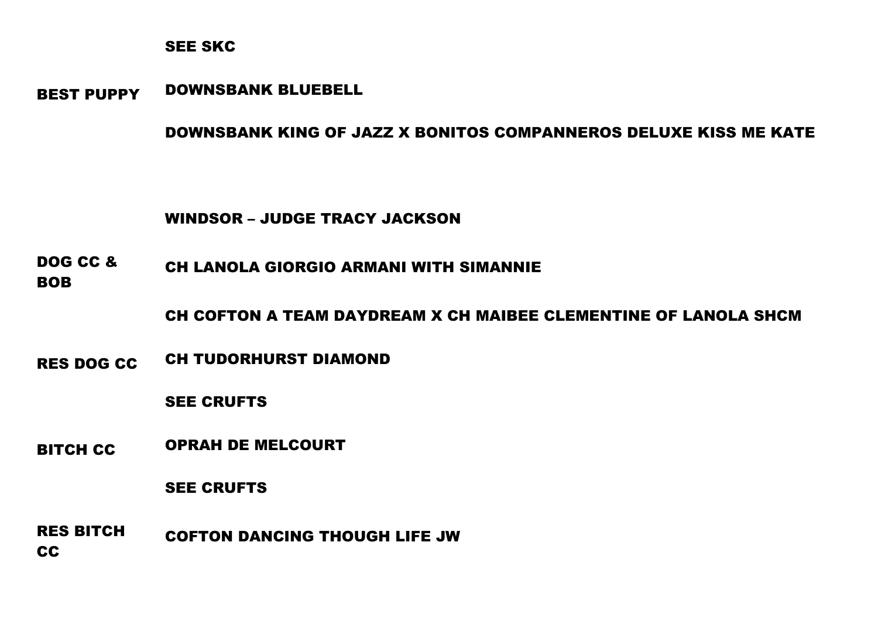SEE SKC

**BEST PUPPY** — DOWNSBANK BLUEBELL

DOWNSBANK KING OF JAZZ X BONITOS COMPANNEROS DELUXE KISS ME KATE

## WINDSOR – JUDGE TRACY JACKSON

**DOG CC & BOB** — CH LANOLA GIORGIO ARMANI WITH SIMANNIE

CH COFTON A TEAM DAYDREAM X CH MAIBEE CLEMENTINE OF LANOLA SHCM

**RES DOG CC** — CH TUDORHURST DIAMOND

SEE CRUFTS

**BITCH CC** — OPRAH DE MELCOURT

SEE CRUFTS

**RES BITCH CC** — COFTON DANCING THOUGH LIFE JW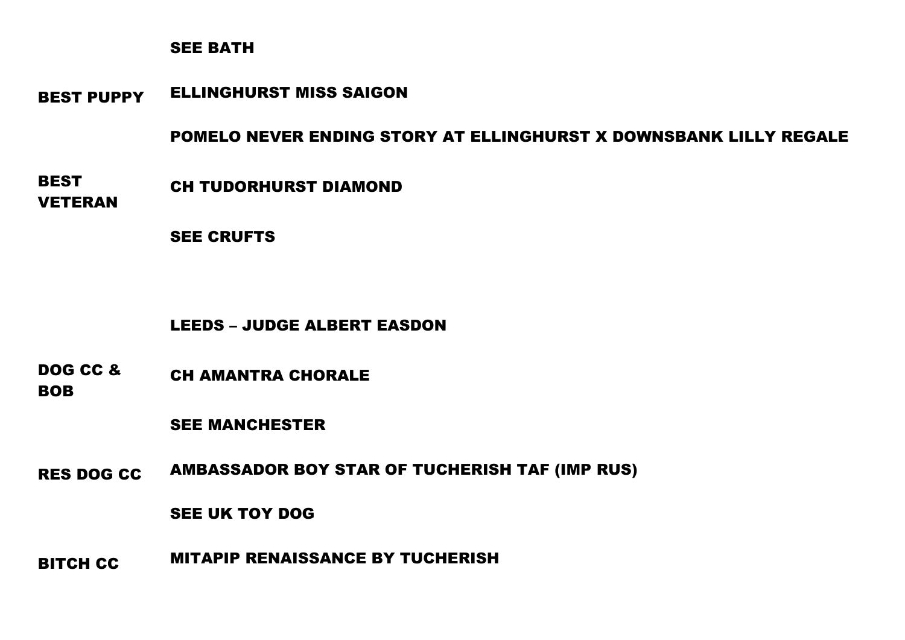| | |
|---|---|
| | SEE BATH |
| BEST PUPPY | ELLINGHURST MISS SAIGON |
| | POMELO NEVER ENDING STORY AT ELLINGHURST X DOWNSBANK LILLY REGALE |
| BEST VETERAN | CH TUDORHURST DIAMOND |
| | SEE CRUFTS |

## LEEDS – JUDGE ALBERT EASDON

| | |
|---|---|
| DOG CC & BOB | CH AMANTRA CHORALE |
| | SEE MANCHESTER |
| RES DOG CC | AMBASSADOR BOY STAR OF TUCHERISH TAF (IMP RUS) |
| | SEE UK TOY DOG |
| BITCH CC | MITAPIP RENAISSANCE BY TUCHERISH |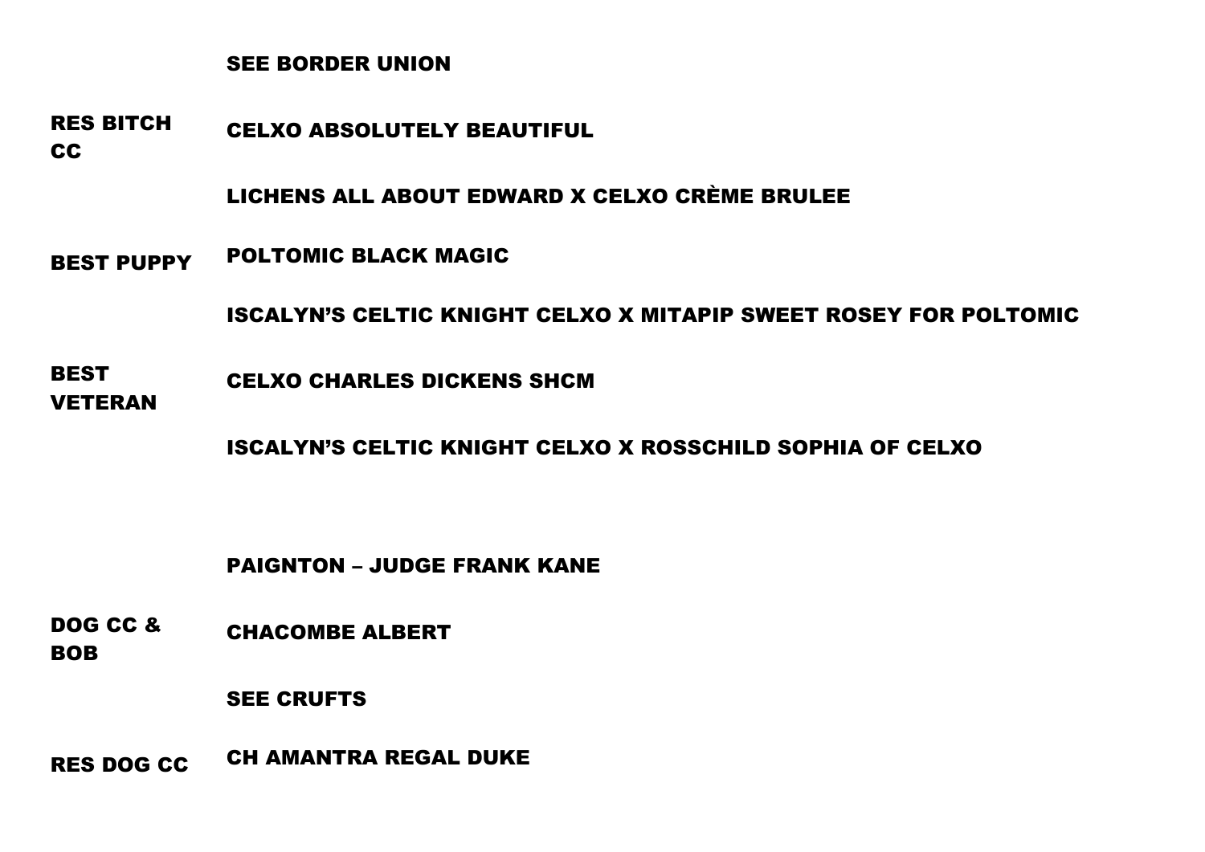**SEE BORDER UNION**

| | |
|---|---|
| **RES BITCH CC** | **CELXO ABSOLUTELY BEAUTIFUL** |
| | **LICHENS ALL ABOUT EDWARD X CELXO CRÈME BRULEE** |
| **BEST PUPPY** | **POLTOMIC BLACK MAGIC** |
| | **ISCALYN'S CELTIC KNIGHT CELXO X MITAPIP SWEET ROSEY FOR POLTOMIC** |
| **BEST VETERAN** | **CELXO CHARLES DICKENS SHCM** |
| | **ISCALYN'S CELTIC KNIGHT CELXO X ROSSCHILD SOPHIA OF CELXO** |

## PAIGNTON – JUDGE FRANK KANE

| | |
|---|---|
| **DOG CC & BOB** | **CHACOMBE ALBERT** |
| | **SEE CRUFTS** |
| **RES DOG CC** | **CH AMANTRA REGAL DUKE** |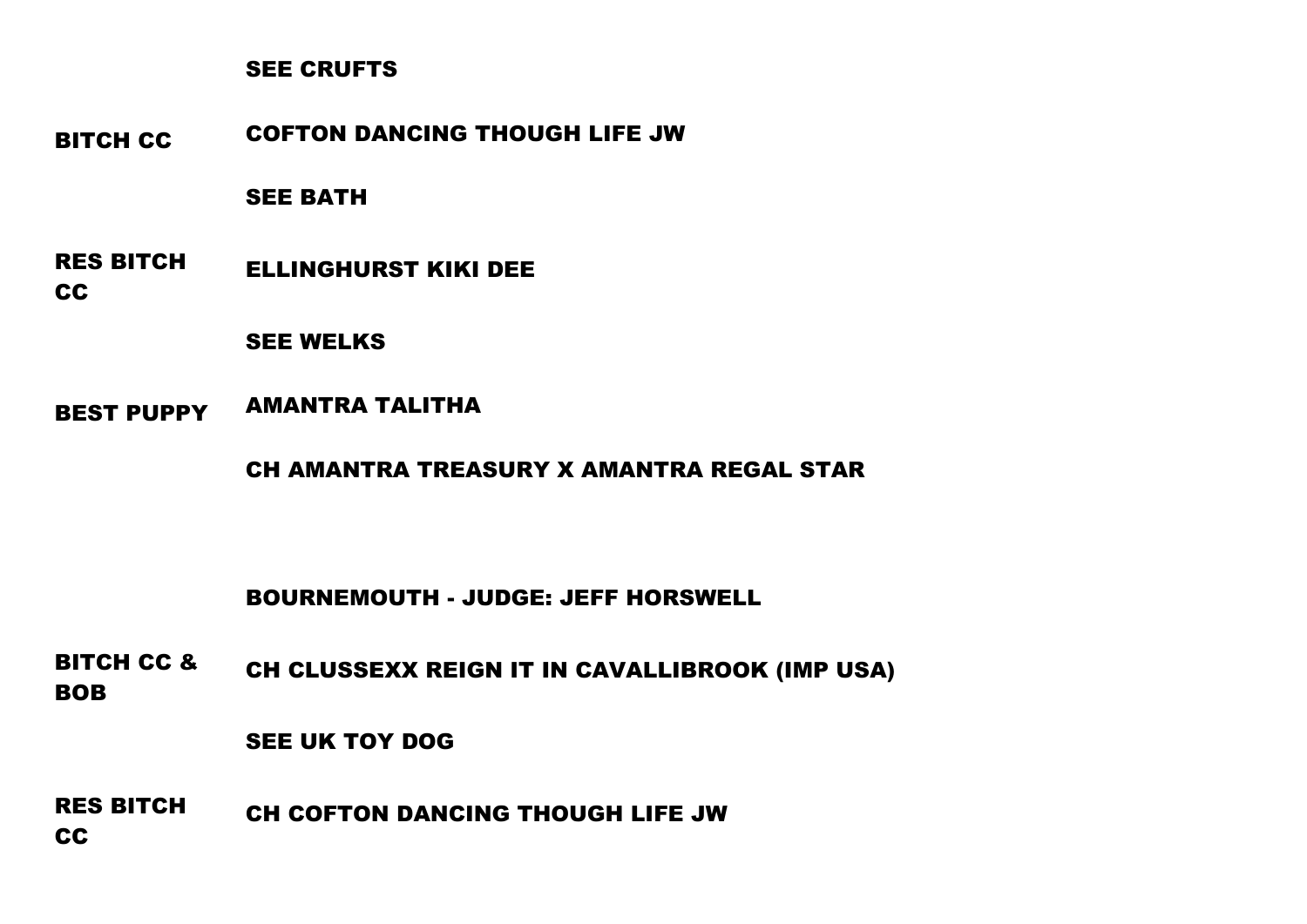| | |
|---|---|
| | SEE CRUFTS |
| BITCH CC | COFTON DANCING THOUGH LIFE JW |
| | SEE BATH |
| RES BITCH CC | ELLINGHURST KIKI DEE |
| | SEE WELKS |
| BEST PUPPY | AMANTRA TALITHA |
| | CH AMANTRA TREASURY X AMANTRA REGAL STAR |

**BOURNEMOUTH - JUDGE: JEFF HORSWELL**

| | |
|---|---|
| BITCH CC & BOB | CH CLUSSEXX REIGN IT IN CAVALLIBROOK (IMP USA) |
| | SEE UK TOY DOG |
| RES BITCH CC | CH COFTON DANCING THOUGH LIFE JW |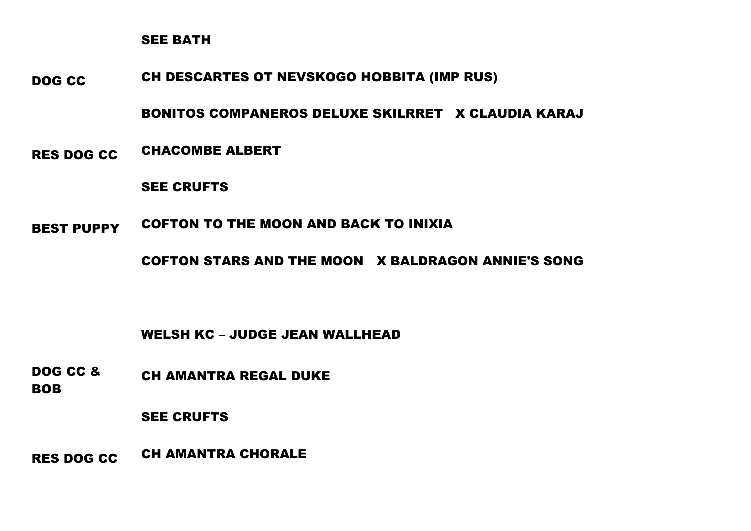SEE BATH

| | |
|---|---|
| DOG CC | CH DESCARTES OT NEVSKOGO HOBBITA (IMP RUS) |
| | BONITOS COMPANEROS DELUXE SKILRRET   X CLAUDIA KARAJ |
| RES DOG CC | CHACOMBE ALBERT |
| | SEE CRUFTS |
| BEST PUPPY | COFTON TO THE MOON AND BACK TO INIXIA |
| | COFTON STARS AND THE MOON   X BALDRAGON ANNIE'S SONG |

**WELSH KC – JUDGE JEAN WALLHEAD**

| | |
|---|---|
| DOG CC & BOB | CH AMANTRA REGAL DUKE |
| | SEE CRUFTS |
| RES DOG CC | CH AMANTRA CHORALE |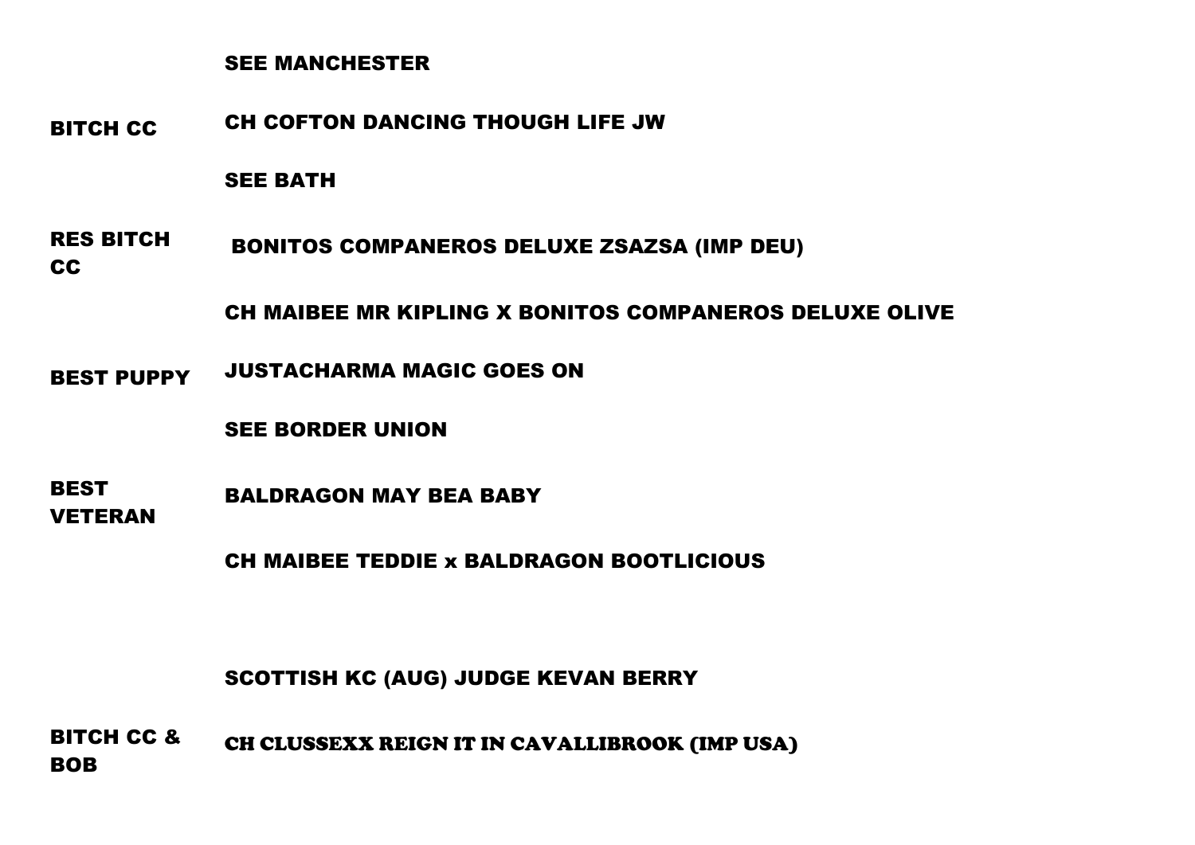SEE MANCHESTER

**BITCH CC** CH COFTON DANCING THOUGH LIFE JW

SEE BATH

**RES BITCH CC** BONITOS COMPANEROS DELUXE ZSAZSA (IMP DEU)

CH MAIBEE MR KIPLING X BONITOS COMPANEROS DELUXE OLIVE

**BEST PUPPY** JUSTACHARMA MAGIC GOES ON

SEE BORDER UNION

**BEST VETERAN** BALDRAGON MAY BEA BABY

CH MAIBEE TEDDIE x BALDRAGON BOOTLICIOUS

## SCOTTISH KC (AUG) JUDGE KEVAN BERRY

**BITCH CC & BOB** CH CLUSSEXX REIGN IT IN CAVALLIBROOK (IMP USA)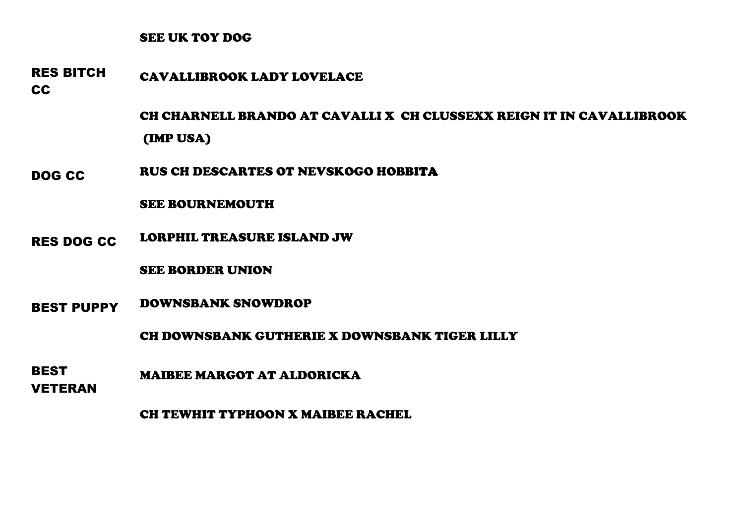SEE UK TOY DOG

| | |
|---|---|
| RES BITCH CC | CAVALLIBROOK LADY LOVELACE |
| | CH CHARNELL BRANDO AT CAVALLI X CH CLUSSEXX REIGN IT IN CAVALLIBROOK (IMP USA) |
| DOG CC | RUS CH DESCARTES OT NEVSKOGO HOBBITA |
| | SEE BOURNEMOUTH |
| RES DOG CC | LORPHIL TREASURE ISLAND JW |
| | SEE BORDER UNION |
| BEST PUPPY | DOWNSBANK SNOWDROP |
| | CH DOWNSBANK GUTHERIE X DOWNSBANK TIGER LILLY |
| BEST VETERAN | MAIBEE MARGOT AT ALDORICKA |
| | CH TEWHIT TYPHOON X MAIBEE RACHEL |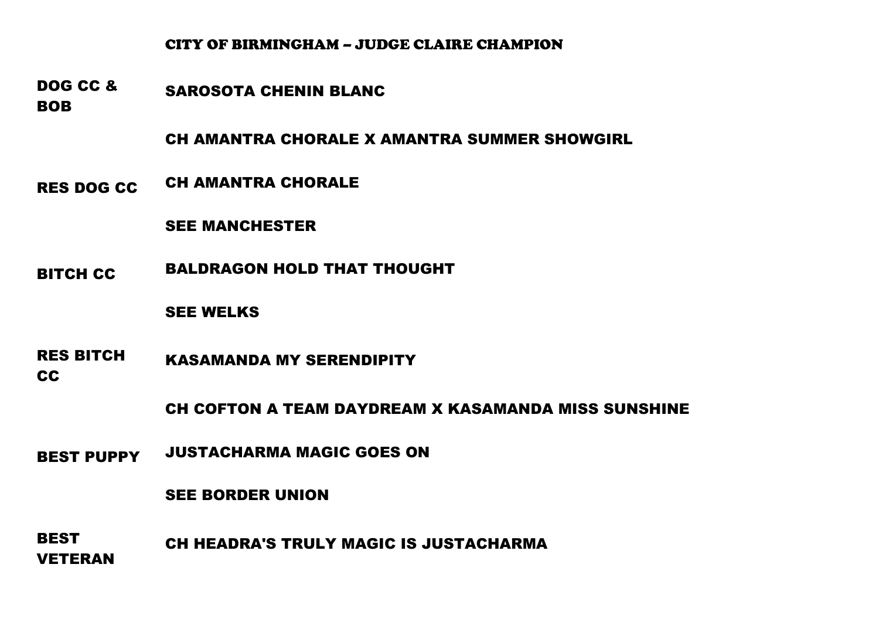## CITY OF BIRMINGHAM – JUDGE CLAIRE CHAMPION

| | |
|---|---|
| **DOG CC & BOB** | **SAROSOTA CHENIN BLANC** |
| | **CH AMANTRA CHORALE X AMANTRA SUMMER SHOWGIRL** |
| **RES DOG CC** | **CH AMANTRA CHORALE** |
| | **SEE MANCHESTER** |
| **BITCH CC** | **BALDRAGON HOLD THAT THOUGHT** |
| | **SEE WELKS** |
| **RES BITCH CC** | **KASAMANDA MY SERENDIPITY** |
| | **CH COFTON A TEAM DAYDREAM X KASAMANDA MISS SUNSHINE** |
| **BEST PUPPY** | **JUSTACHARMA MAGIC GOES ON** |
| | **SEE BORDER UNION** |
| **BEST VETERAN** | **CH HEADRA'S TRULY MAGIC IS JUSTACHARMA** |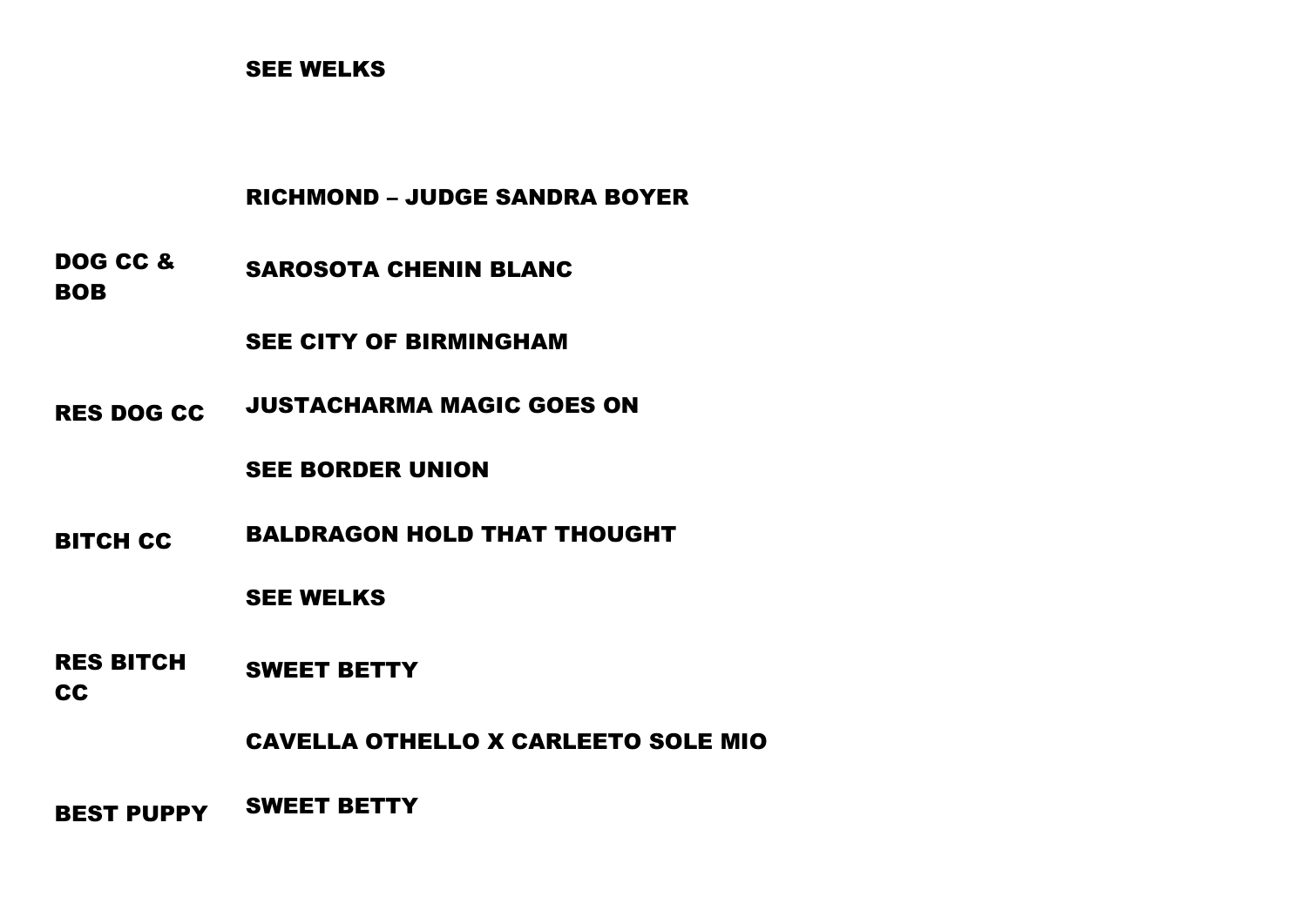SEE WELKS

**RICHMOND – JUDGE SANDRA BOYER**

| | |
|---|---|
| **DOG CC & BOB** | **SAROSOTA CHENIN BLANC** |
| | **SEE CITY OF BIRMINGHAM** |
| **RES DOG CC** | **JUSTACHARMA MAGIC GOES ON** |
| | **SEE BORDER UNION** |
| **BITCH CC** | **BALDRAGON HOLD THAT THOUGHT** |
| | **SEE WELKS** |
| **RES BITCH CC** | **SWEET BETTY** |
| | **CAVELLA OTHELLO X CARLEETO SOLE MIO** |
| **BEST PUPPY** | **SWEET BETTY** |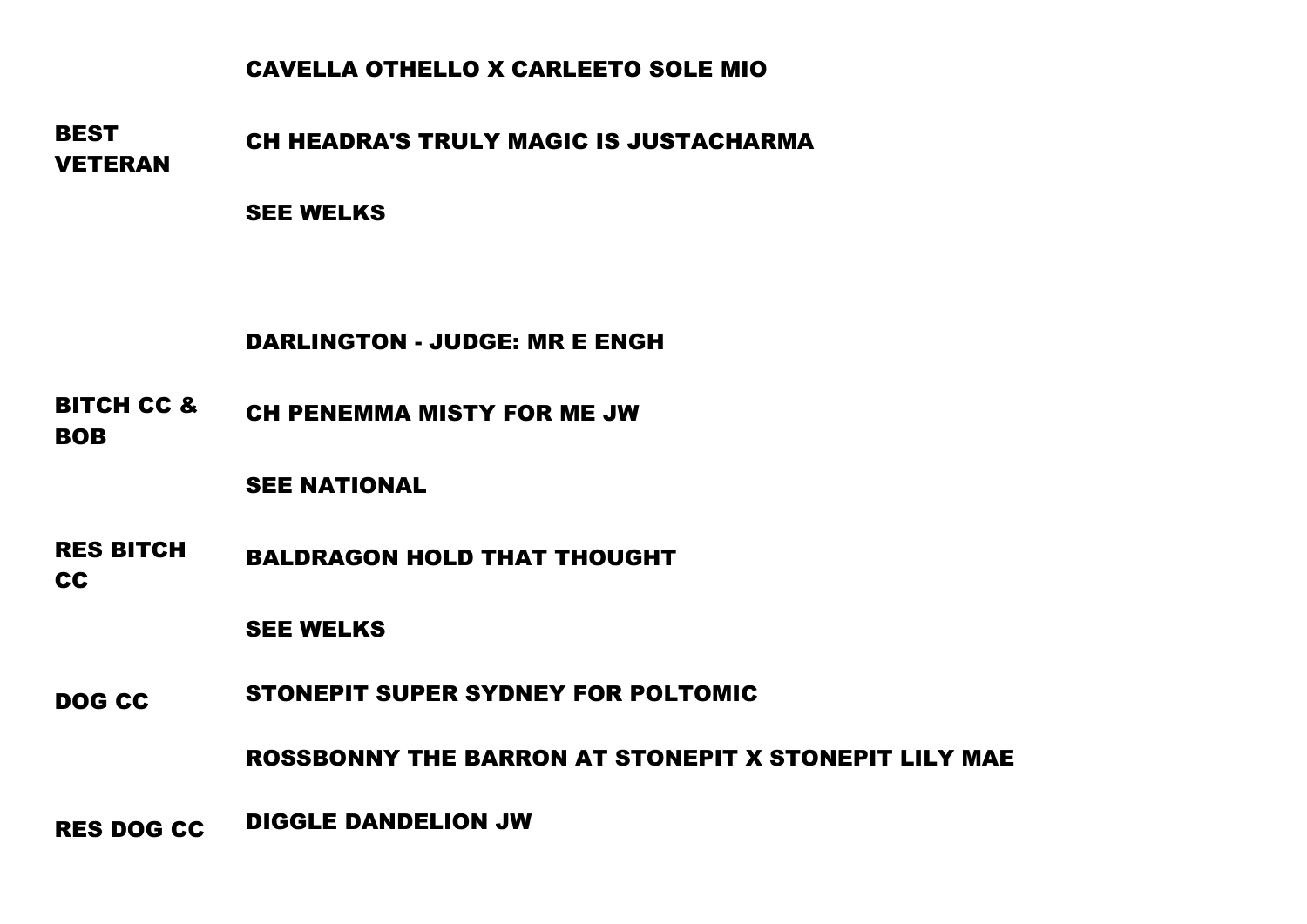| | |
|---|---|
| | **CAVELLA OTHELLO X CARLEETO SOLE MIO** |
| **BEST VETERAN** | **CH HEADRA'S TRULY MAGIC IS JUSTACHARMA** |
| | **SEE WELKS** |

**DARLINGTON - JUDGE: MR E ENGH**

| | |
|---|---|
| **BITCH CC & BOB** | **CH PENEMMA MISTY FOR ME JW** |
| | **SEE NATIONAL** |
| **RES BITCH CC** | **BALDRAGON HOLD THAT THOUGHT** |
| | **SEE WELKS** |
| **DOG CC** | **STONEPIT SUPER SYDNEY FOR POLTOMIC** |
| | **ROSSBONNY THE BARRON AT STONEPIT X STONEPIT LILY MAE** |
| **RES DOG CC** | **DIGGLE DANDELION JW** |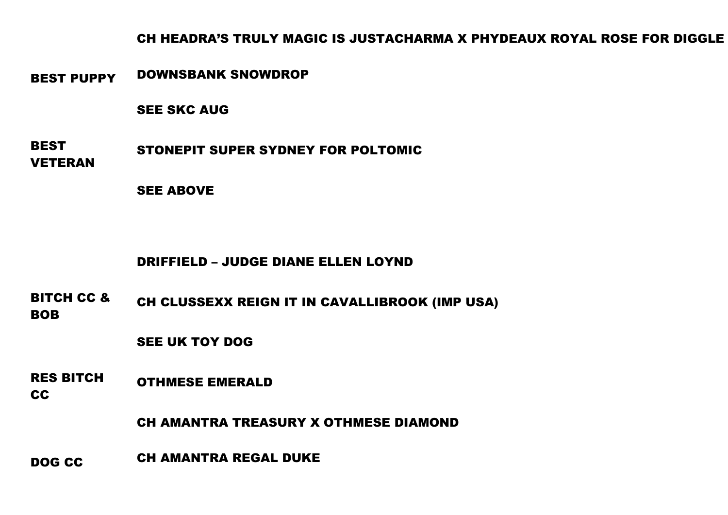| | |
|---|---|
| | CH HEADRA'S TRULY MAGIC IS JUSTACHARMA X PHYDEAUX ROYAL ROSE FOR DIGGLE |
| BEST PUPPY | DOWNSBANK SNOWDROP |
| | SEE SKC AUG |
| BEST VETERAN | STONEPIT SUPER SYDNEY FOR POLTOMIC |
| | SEE ABOVE |

**DRIFFIELD – JUDGE DIANE ELLEN LOYND**

| | |
|---|---|
| BITCH CC & BOB | CH CLUSSEXX REIGN IT IN CAVALLIBROOK (IMP USA) |
| | SEE UK TOY DOG |
| RES BITCH CC | OTHMESE EMERALD |
| | CH AMANTRA TREASURY X OTHMESE DIAMOND |
| DOG CC | CH AMANTRA REGAL DUKE |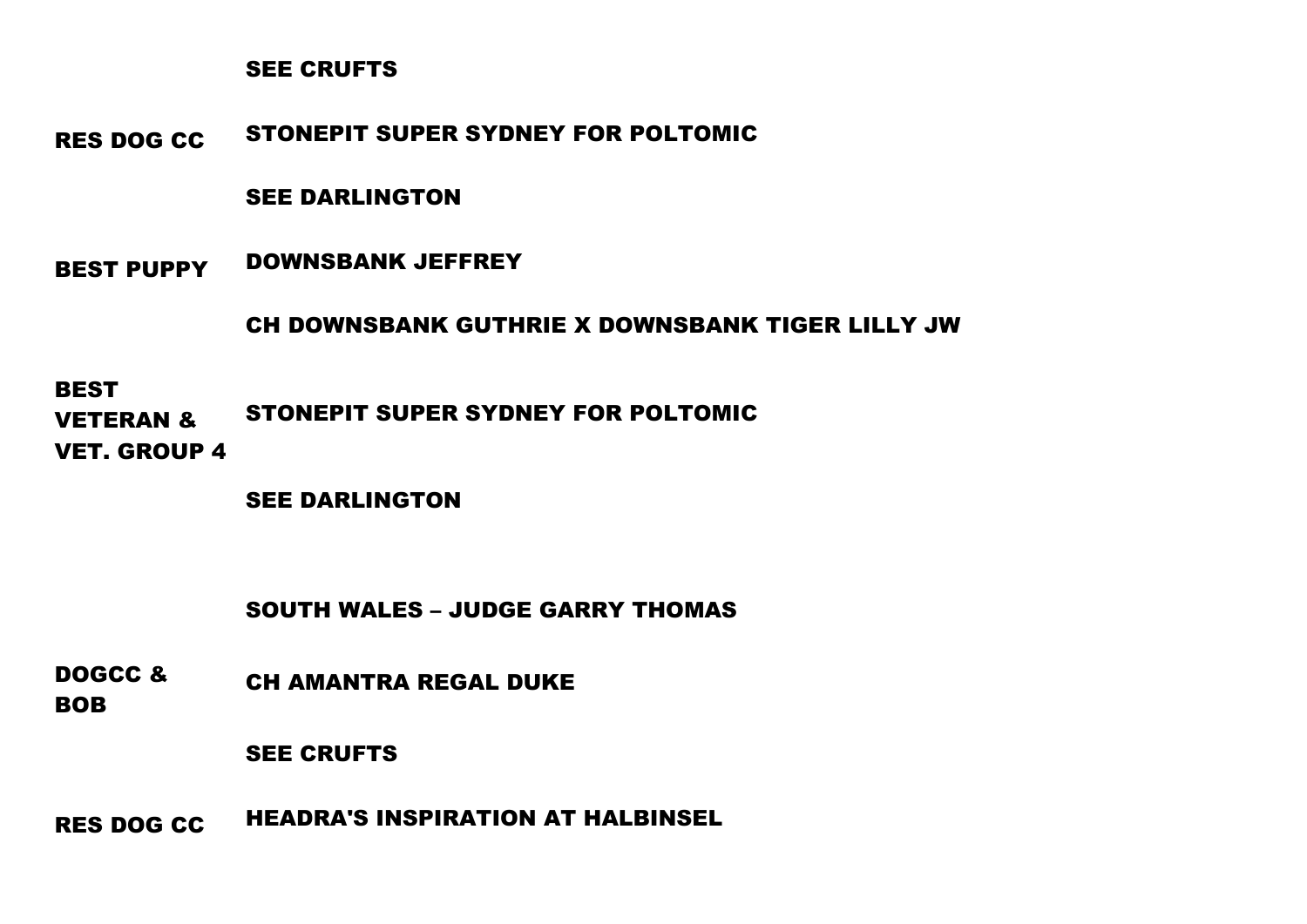| | |
|---|---|
| | SEE CRUFTS |
| RES DOG CC | STONEPIT SUPER SYDNEY FOR POLTOMIC |
| | SEE DARLINGTON |
| BEST PUPPY | DOWNSBANK JEFFREY |
| | CH DOWNSBANK GUTHRIE X DOWNSBANK TIGER LILLY JW |
| BEST VETERAN & VET. GROUP 4 | STONEPIT SUPER SYDNEY FOR POLTOMIC |
| | SEE DARLINGTON |

**SOUTH WALES – JUDGE GARRY THOMAS**

| | |
|---|---|
| DOGCC & BOB | CH AMANTRA REGAL DUKE |
| | SEE CRUFTS |
| RES DOG CC | HEADRA'S INSPIRATION AT HALBINSEL |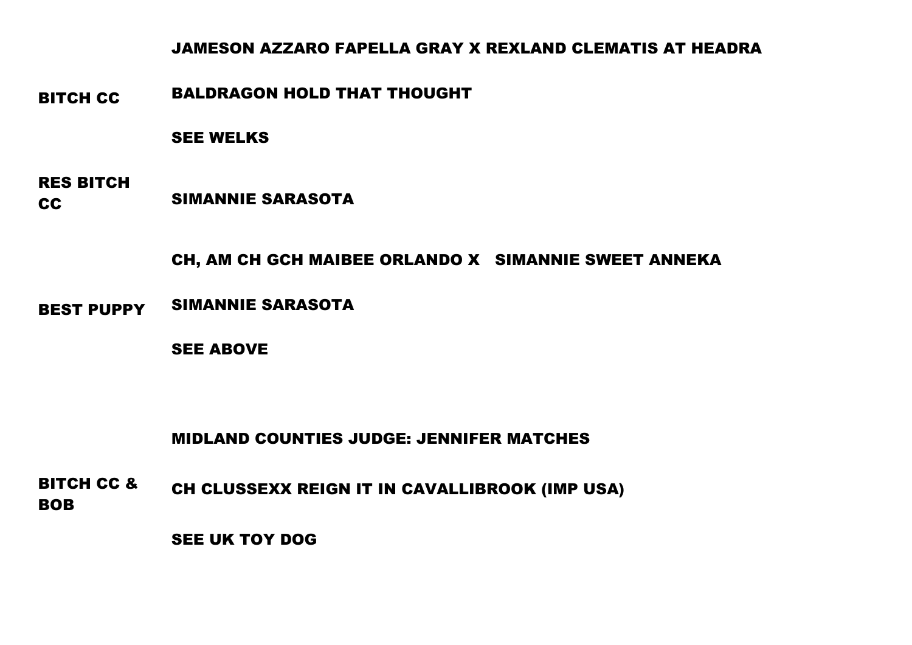JAMESON AZZARO FAPELLA GRAY X REXLAND CLEMATIS AT HEADRA

| | |
|---|---|
| BITCH CC | BALDRAGON HOLD THAT THOUGHT |
| | SEE WELKS |
| RES BITCH CC | SIMANNIE SARASOTA |
| | CH, AM CH GCH MAIBEE ORLANDO X SIMANNIE SWEET ANNEKA |
| BEST PUPPY | SIMANNIE SARASOTA |
| | SEE ABOVE |

MIDLAND COUNTIES JUDGE: JENNIFER MATCHES

| | |
|---|---|
| BITCH CC & BOB | CH CLUSSEXX REIGN IT IN CAVALLIBROOK (IMP USA) |
| | SEE UK TOY DOG |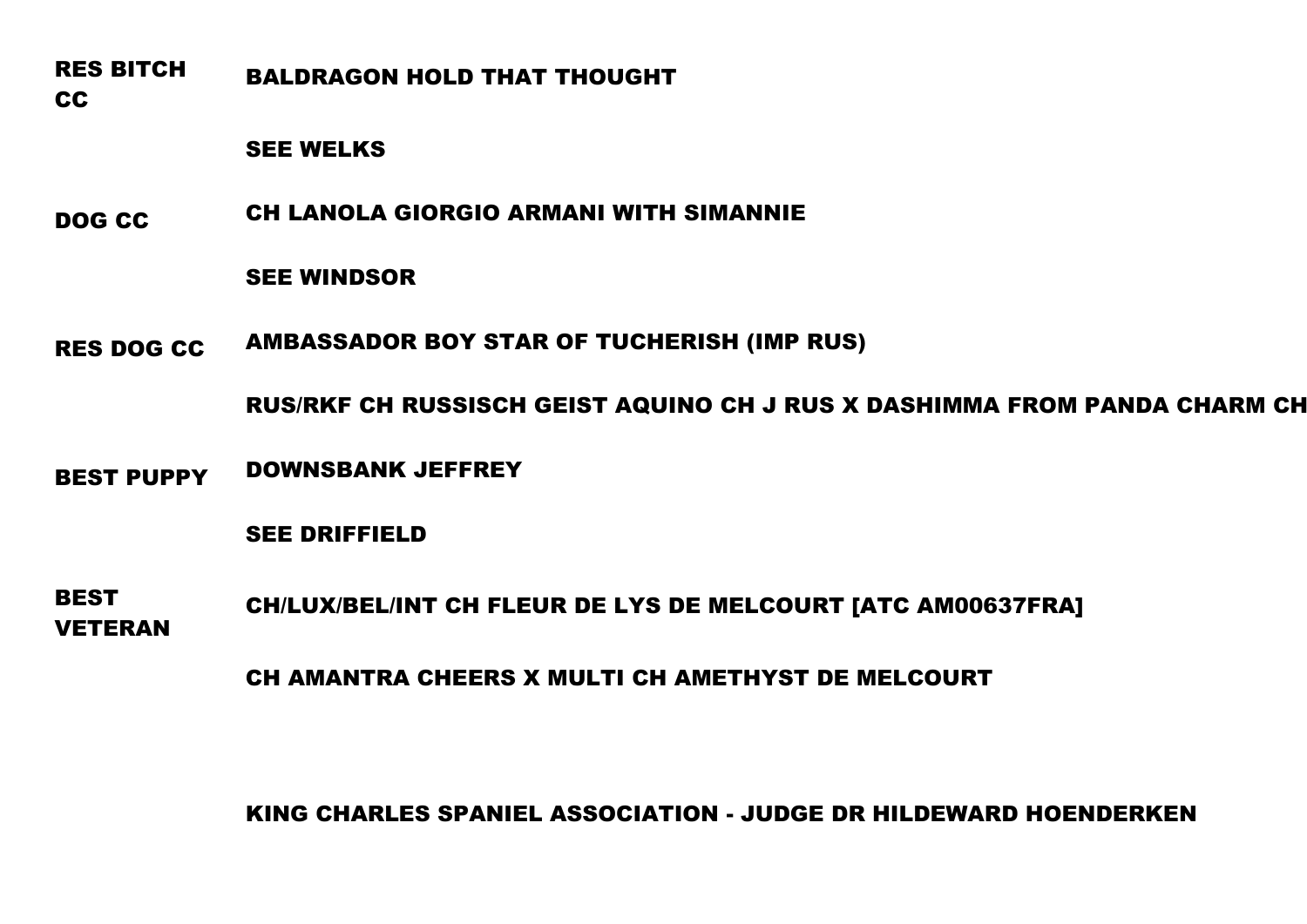| | |
|---|---|
| **RES BITCH CC** | **BALDRAGON HOLD THAT THOUGHT** |
| | **SEE WELKS** |
| **DOG CC** | **CH LANOLA GIORGIO ARMANI WITH SIMANNIE** |
| | **SEE WINDSOR** |
| **RES DOG CC** | **AMBASSADOR BOY STAR OF TUCHERISH (IMP RUS)** |
| | **RUS/RKF CH RUSSISCH GEIST AQUINO CH J RUS X DASHIMMA FROM PANDA CHARM CH** |
| **BEST PUPPY** | **DOWNSBANK JEFFREY** |
| | **SEE DRIFFIELD** |
| **BEST VETERAN** | **CH/LUX/BEL/INT CH FLEUR DE LYS DE MELCOURT [ATC AM00637FRA]** |
| | **CH AMANTRA CHEERS X MULTI CH AMETHYST DE MELCOURT** |

**KING CHARLES SPANIEL ASSOCIATION - JUDGE DR HILDEWARD HOENDERKEN**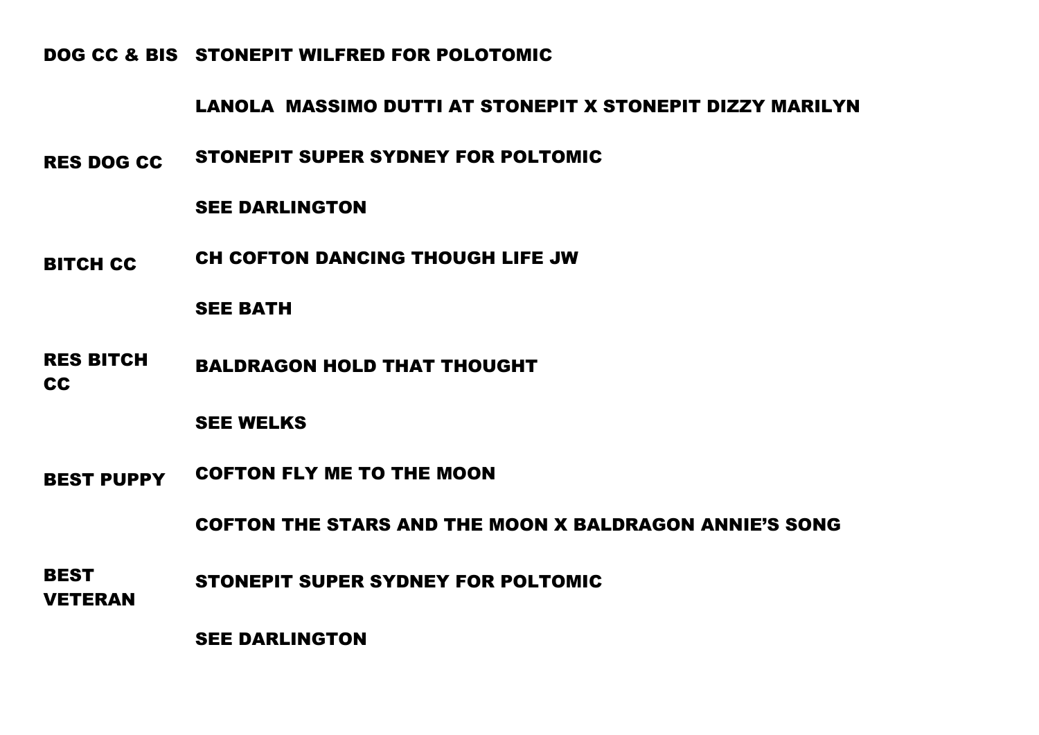**DOG CC & BIS** **STONEPIT WILFRED FOR POLOTOMIC**

**LANOLA MASSIMO DUTTI AT STONEPIT X STONEPIT DIZZY MARILYN**

**RES DOG CC** **STONEPIT SUPER SYDNEY FOR POLTOMIC**

**SEE DARLINGTON**

**BITCH CC** **CH COFTON DANCING THOUGH LIFE JW**

**SEE BATH**

**RES BITCH CC** **BALDRAGON HOLD THAT THOUGHT**

**SEE WELKS**

**BEST PUPPY** **COFTON FLY ME TO THE MOON**

**COFTON THE STARS AND THE MOON X BALDRAGON ANNIE'S SONG**

**BEST VETERAN** **STONEPIT SUPER SYDNEY FOR POLTOMIC**

**SEE DARLINGTON**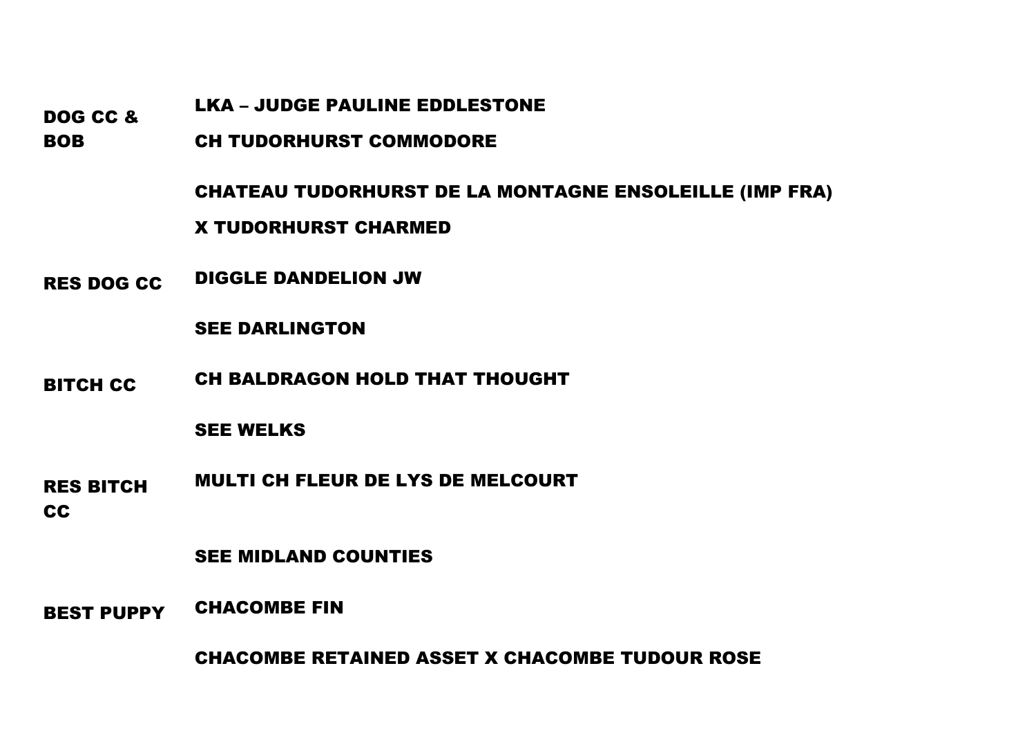| | |
|---|---|
| **DOG CC & BOB** | **LKA – JUDGE PAULINE EDDLESTONE** |
| | **CH TUDORHURST COMMODORE** |
| | **CHATEAU TUDORHURST DE LA MONTAGNE ENSOLEILLE (IMP FRA)** |
| | **X TUDORHURST CHARMED** |
| **RES DOG CC** | **DIGGLE DANDELION JW** |
| | **SEE DARLINGTON** |
| **BITCH CC** | **CH BALDRAGON HOLD THAT THOUGHT** |
| | **SEE WELKS** |
| **RES BITCH CC** | **MULTI CH FLEUR DE LYS DE MELCOURT** |
| | **SEE MIDLAND COUNTIES** |
| **BEST PUPPY** | **CHACOMBE FIN** |
| | **CHACOMBE RETAINED ASSET X CHACOMBE TUDOUR ROSE** |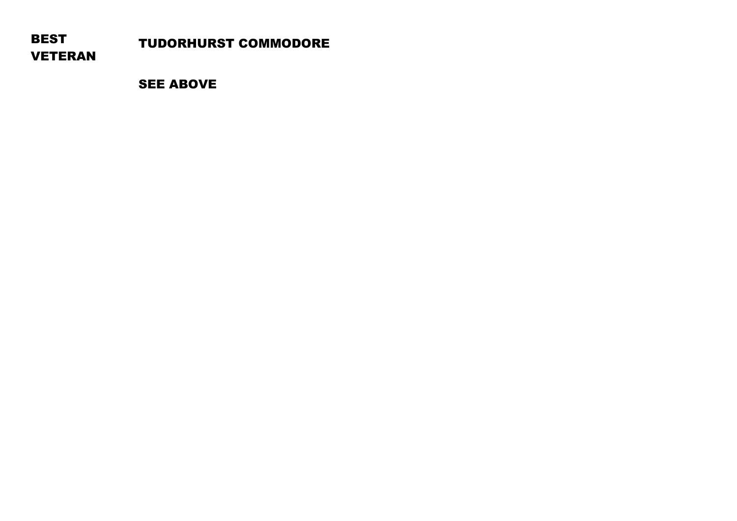| | |
|---|---|
| **BEST VETERAN** | **TUDORHURST COMMODORE** |
| | **SEE ABOVE** |